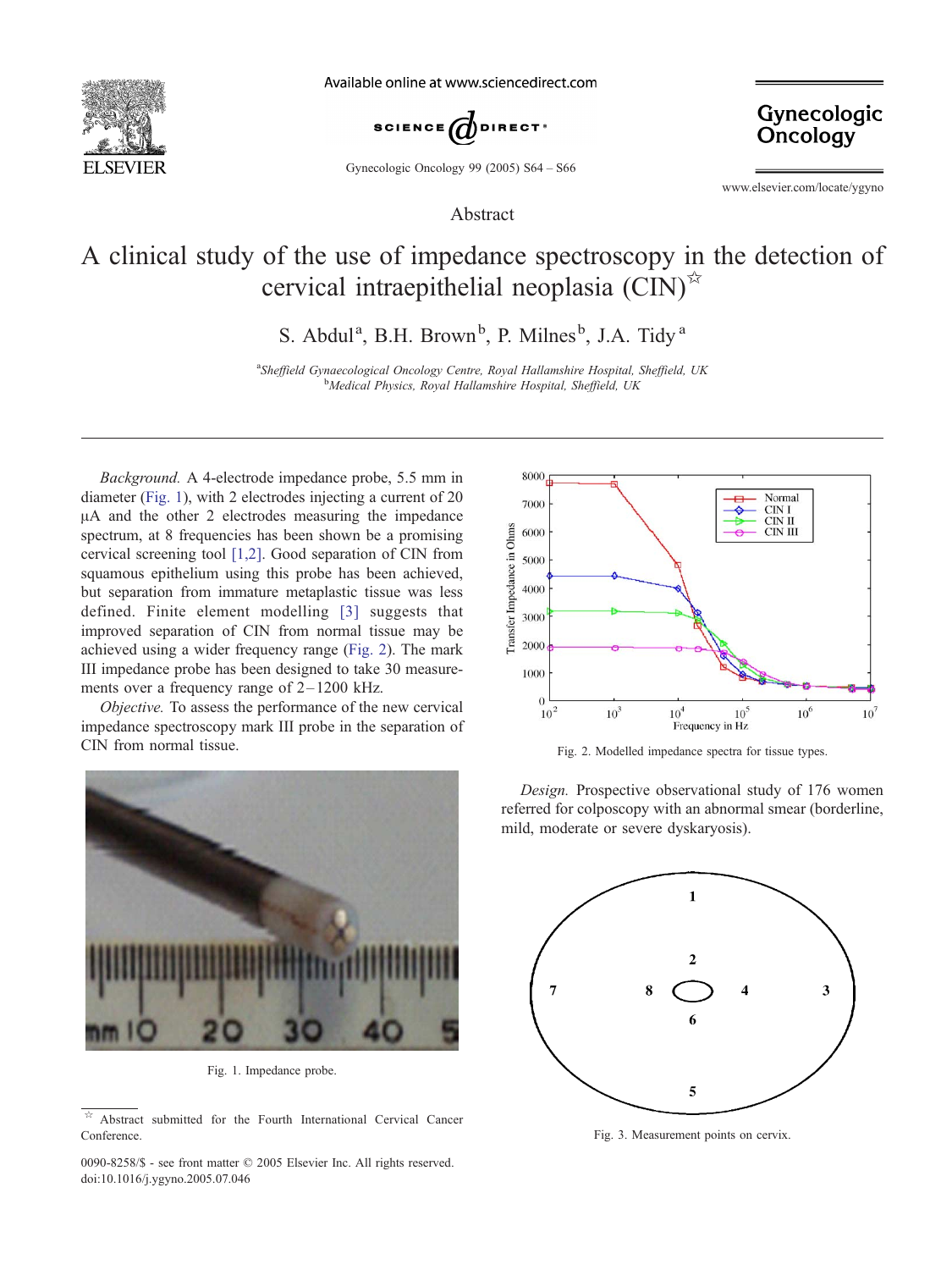Abstract

# A clinical study of the use of impedance spectroscopy in the detection of cervical intraepithelial neoplasia (CIN)☆

S. Abdul[a], B.H. Brown[b], P. Milnes[b], J.A. Tidy[a]

[a]*Sheffield Gynaecological Oncology Centre, Royal Hallamshire Hospital, Sheffield, UK*
[b]*Medical Physics, Royal Hallamshire Hospital, Sheffield, UK*

*Background.* A 4-electrode impedance probe, 5.5 mm in diameter (Fig. 1), with 2 electrodes injecting a current of 20 μA and the other 2 electrodes measuring the impedance spectrum, at 8 frequencies has been shown be a promising cervical screening tool [1,2]. Good separation of CIN from squamous epithelium using this probe has been achieved, but separation from immature metaplastic tissue was less defined. Finite element modelling [3] suggests that improved separation of CIN from normal tissue may be achieved using a wider frequency range (Fig. 2). The mark III impedance probe has been designed to take 30 measurements over a frequency range of 2–1200 kHz.

*Objective.* To assess the performance of the new cervical impedance spectroscopy mark III probe in the separation of CIN from normal tissue.

Fig. 1. Impedance probe.

Fig. 2. Modelled impedance spectra for tissue types.

*Design.* Prospective observational study of 176 women referred for colposcopy with an abnormal smear (borderline, mild, moderate or severe dyskaryosis).

Fig. 3. Measurement points on cervix.

☆ Abstract submitted for the Fourth International Cervical Cancer Conference.

0090-8258/$ - see front matter © 2005 Elsevier Inc. All rights reserved.
doi:10.1016/j.ygyno.2005.07.046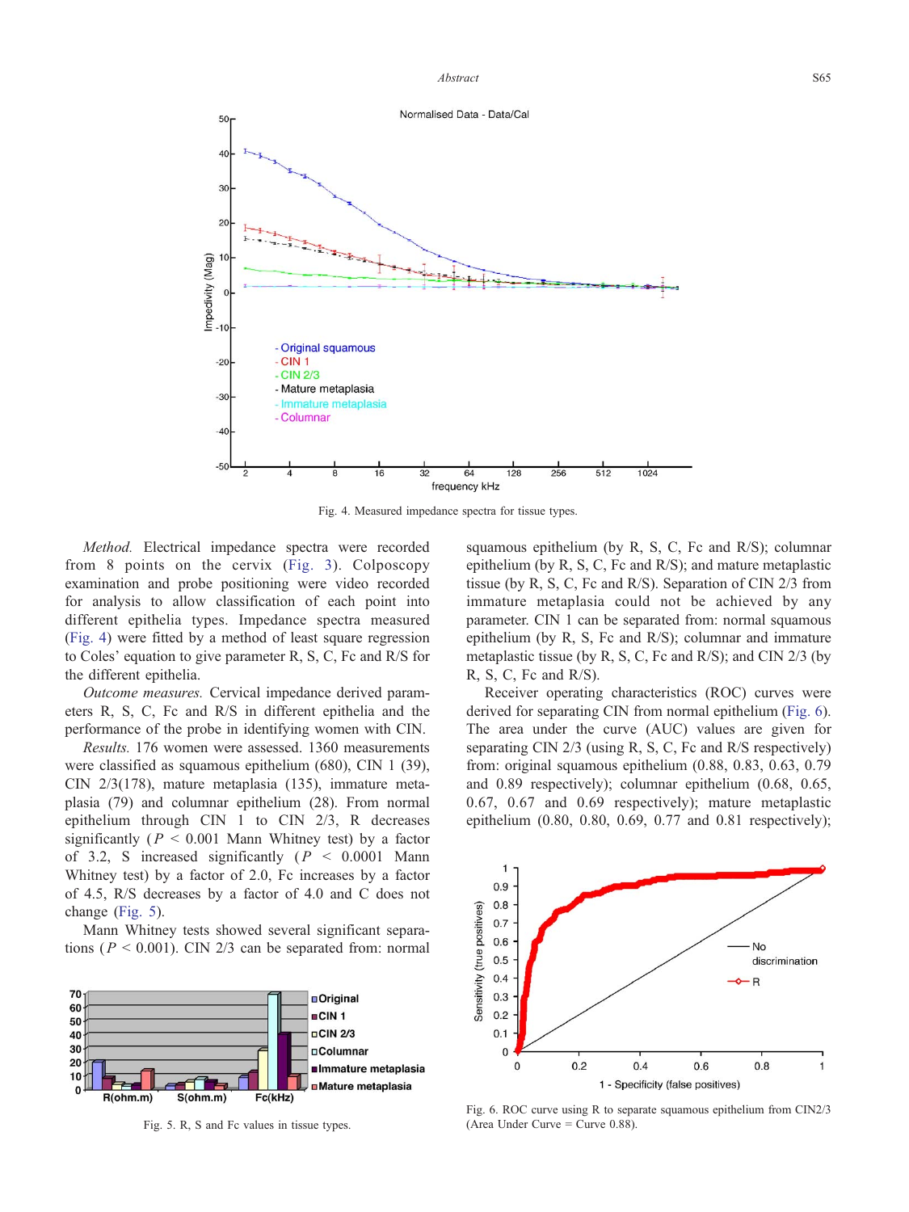Fig. 4. Measured impedance spectra for tissue types.

*Method.* Electrical impedance spectra were recorded from 8 points on the cervix (Fig. 3). Colposcopy examination and probe positioning were video recorded for analysis to allow classification of each point into different epithelia types. Impedance spectra measured (Fig. 4) were fitted by a method of least square regression to Coles' equation to give parameter R, S, C, Fc and R/S for the different epithelia.

*Outcome measures.* Cervical impedance derived parameters R, S, C, Fc and R/S in different epithelia and the performance of the probe in identifying women with CIN.

*Results.* 176 women were assessed. 1360 measurements were classified as squamous epithelium (680), CIN 1 (39), CIN 2/3(178), mature metaplasia (135), immature metaplasia (79) and columnar epithelium (28). From normal epithelium through CIN 1 to CIN 2/3, R decreases significantly ($P < 0.001$ Mann Whitney test) by a factor of 3.2, S increased significantly ($P < 0.0001$ Mann Whitney test) by a factor of 2.0, Fc increases by a factor of 4.5, R/S decreases by a factor of 4.0 and C does not change (Fig. 5).

Mann Whitney tests showed several significant separations ($P < 0.001$). CIN 2/3 can be separated from: normal squamous epithelium (by R, S, C, Fc and R/S); columnar epithelium (by R, S, C, Fc and R/S); and mature metaplastic tissue (by R, S, C, Fc and R/S). Separation of CIN 2/3 from immature metaplasia could not be achieved by any parameter. CIN 1 can be separated from: normal squamous epithelium (by R, S, Fc and R/S); columnar and immature metaplastic tissue (by R, S, C, Fc and R/S); and CIN 2/3 (by R, S, C, Fc and R/S).

Fig. 5. R, S and Fc values in tissue types.

Receiver operating characteristics (ROC) curves were derived for separating CIN from normal epithelium (Fig. 6). The area under the curve (AUC) values are given for separating CIN 2/3 (using R, S, C, Fc and R/S respectively) from: original squamous epithelium (0.88, 0.83, 0.63, 0.79 and 0.89 respectively); columnar epithelium (0.68, 0.65, 0.67, 0.67 and 0.69 respectively); mature metaplastic epithelium (0.80, 0.80, 0.69, 0.77 and 0.81 respectively);

Fig. 6. ROC curve using R to separate squamous epithelium from CIN2/3 (Area Under Curve = Curve 0.88).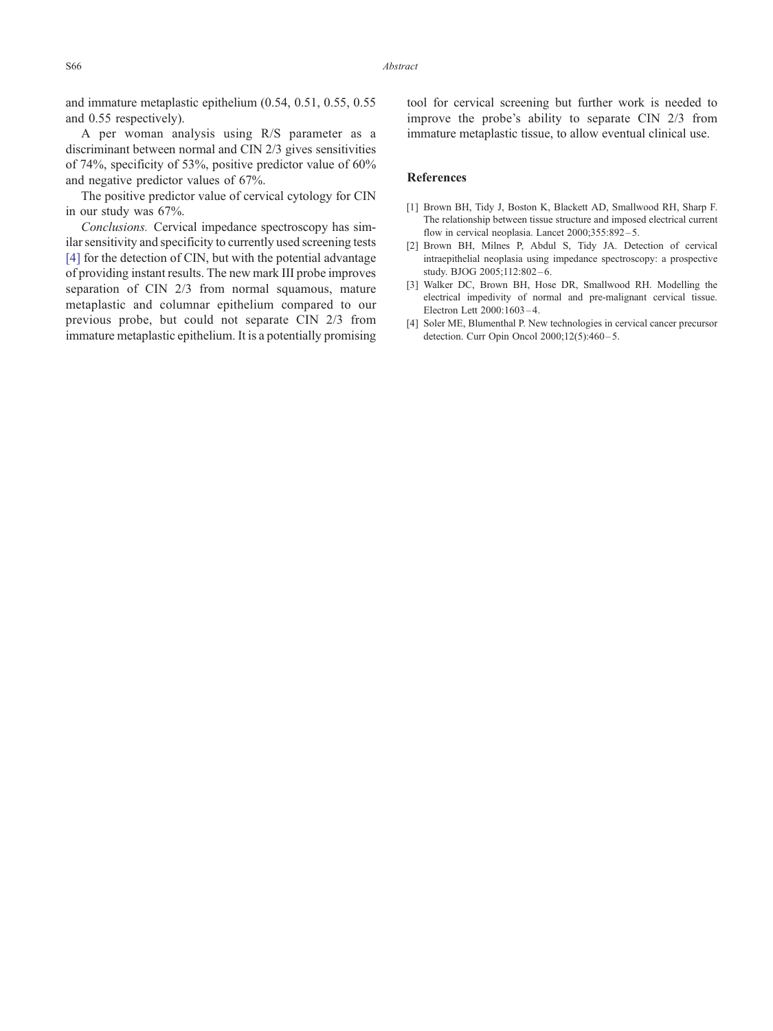and immature metaplastic epithelium (0.54, 0.51, 0.55, 0.55 and 0.55 respectively).

A per woman analysis using R/S parameter as a discriminant between normal and CIN 2/3 gives sensitivities of 74%, specificity of 53%, positive predictor value of 60% and negative predictor values of 67%.

The positive predictor value of cervical cytology for CIN in our study was 67%.

*Conclusions.* Cervical impedance spectroscopy has similar sensitivity and specificity to currently used screening tests [4] for the detection of CIN, but with the potential advantage of providing instant results. The new mark III probe improves separation of CIN 2/3 from normal squamous, mature metaplastic and columnar epithelium compared to our previous probe, but could not separate CIN 2/3 from immature metaplastic epithelium. It is a potentially promising tool for cervical screening but further work is needed to improve the probe's ability to separate CIN 2/3 from immature metaplastic tissue, to allow eventual clinical use.

## References

[1] Brown BH, Tidy J, Boston K, Blackett AD, Smallwood RH, Sharp F. The relationship between tissue structure and imposed electrical current flow in cervical neoplasia. Lancet 2000;355:892–5.

[2] Brown BH, Milnes P, Abdul S, Tidy JA. Detection of cervical intraepithelial neoplasia using impedance spectroscopy: a prospective study. BJOG 2005;112:802–6.

[3] Walker DC, Brown BH, Hose DR, Smallwood RH. Modelling the electrical impedivity of normal and pre-malignant cervical tissue. Electron Lett 2000:1603–4.

[4] Soler ME, Blumenthal P. New technologies in cervical cancer precursor detection. Curr Opin Oncol 2000;12(5):460–5.